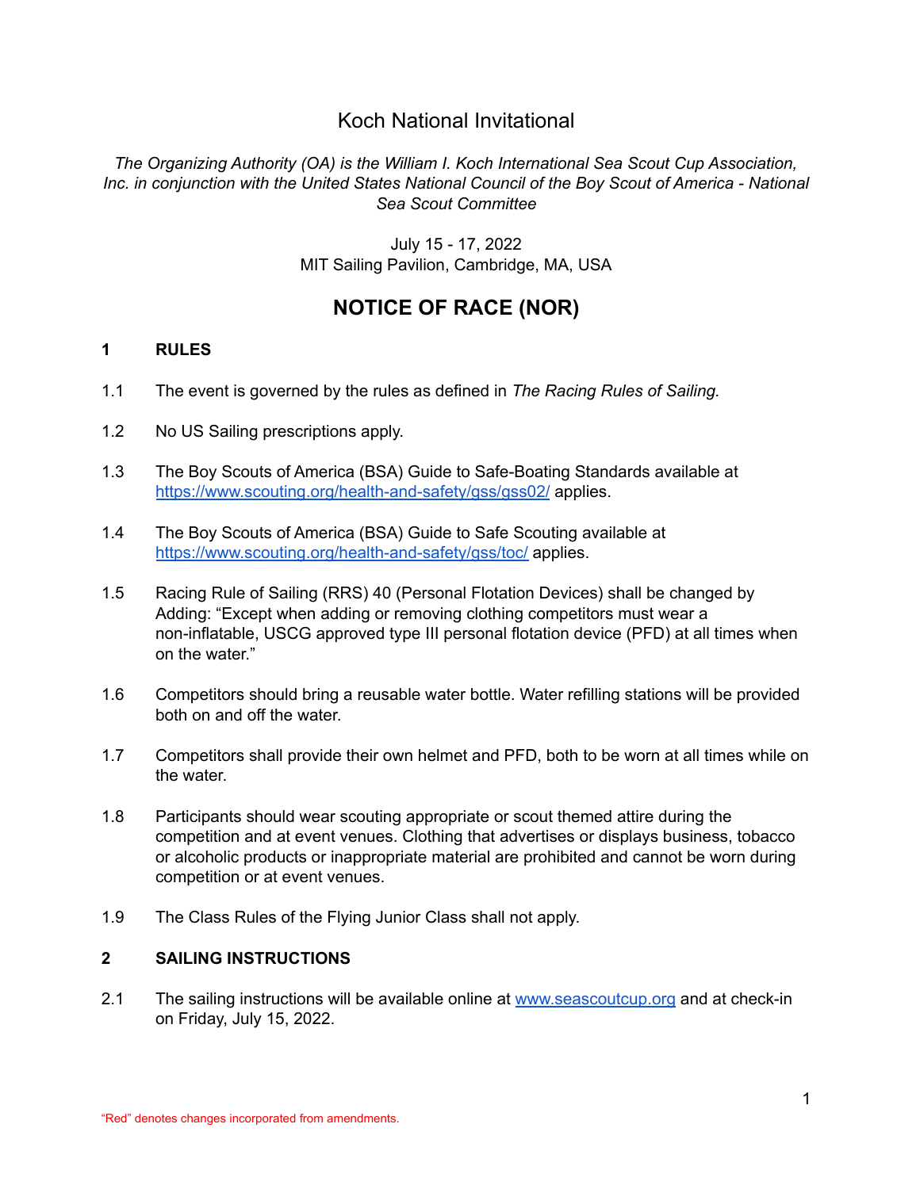# Koch National Invitational

*The Organizing Authority (OA) is the William I. Koch International Sea Scout Cup Association, Inc. in conjunction with the United States National Council of the Boy Scout of America - National Sea Scout Committee*

July 15 - 17, 2022
MIT Sailing Pavilion, Cambridge, MA, USA

## NOTICE OF RACE (NOR)

### 1 RULES

1.1 The event is governed by the rules as defined in *The Racing Rules of Sailing.*

1.2 No US Sailing prescriptions apply.

1.3 The Boy Scouts of America (BSA) Guide to Safe-Boating Standards available at https://www.scouting.org/health-and-safety/gss/gss02/ applies.

1.4 The Boy Scouts of America (BSA) Guide to Safe Scouting available at https://www.scouting.org/health-and-safety/gss/toc/ applies.

1.5 Racing Rule of Sailing (RRS) 40 (Personal Flotation Devices) shall be changed by Adding: "Except when adding or removing clothing competitors must wear a non-inflatable, USCG approved type III personal flotation device (PFD) at all times when on the water."

1.6 Competitors should bring a reusable water bottle. Water refilling stations will be provided both on and off the water.

1.7 Competitors shall provide their own helmet and PFD, both to be worn at all times while on the water.

1.8 Participants should wear scouting appropriate or scout themed attire during the competition and at event venues. Clothing that advertises or displays business, tobacco or alcoholic products or inappropriate material are prohibited and cannot be worn during competition or at event venues.

1.9 The Class Rules of the Flying Junior Class shall not apply.

### 2 SAILING INSTRUCTIONS

2.1 The sailing instructions will be available online at www.seascoutcup.org and at check-in on Friday, July 15, 2022.

"Red" denotes changes incorporated from amendments.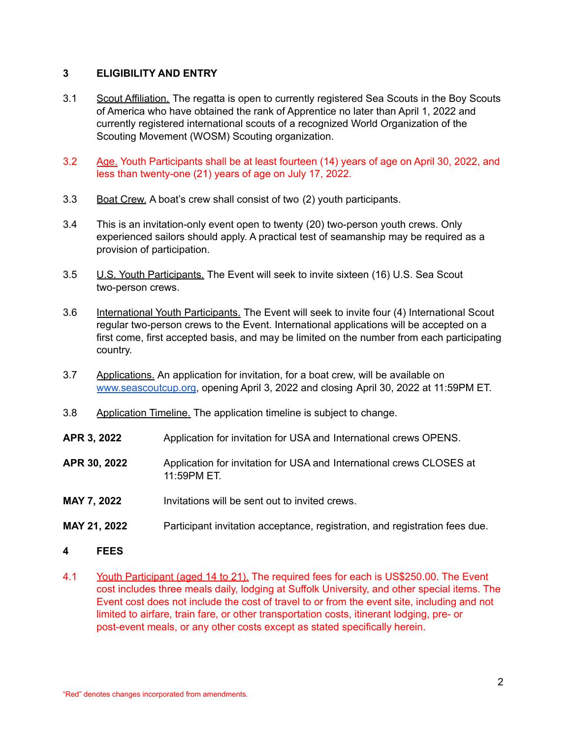## 3 ELIGIBILITY AND ENTRY

3.1 Scout Affiliation. The regatta is open to currently registered Sea Scouts in the Boy Scouts of America who have obtained the rank of Apprentice no later than April 1, 2022 and currently registered international scouts of a recognized World Organization of the Scouting Movement (WOSM) Scouting organization.

3.2 Age. Youth Participants shall be at least fourteen (14) years of age on April 30, 2022, and less than twenty-one (21) years of age on July 17, 2022.

3.3 Boat Crew. A boat's crew shall consist of two (2) youth participants.

3.4 This is an invitation-only event open to twenty (20) two-person youth crews. Only experienced sailors should apply. A practical test of seamanship may be required as a provision of participation.

3.5 U.S. Youth Participants. The Event will seek to invite sixteen (16) U.S. Sea Scout two-person crews.

3.6 International Youth Participants. The Event will seek to invite four (4) International Scout regular two-person crews to the Event. International applications will be accepted on a first come, first accepted basis, and may be limited on the number from each participating country.

3.7 Applications. An application for invitation, for a boat crew, will be available on www.seascoutcup.org, opening April 3, 2022 and closing April 30, 2022 at 11:59PM ET.

3.8 Application Timeline. The application timeline is subject to change.

**APR 3, 2022** Application for invitation for USA and International crews OPENS.

**APR 30, 2022** Application for invitation for USA and International crews CLOSES at 11:59PM ET.

**MAY 7, 2022** Invitations will be sent out to invited crews.

**MAY 21, 2022** Participant invitation acceptance, registration, and registration fees due.

## 4 FEES

4.1 Youth Participant (aged 14 to 21). The required fees for each is US$250.00. The Event cost includes three meals daily, lodging at Suffolk University, and other special items. The Event cost does not include the cost of travel to or from the event site, including and not limited to airfare, train fare, or other transportation costs, itinerant lodging, pre- or post-event meals, or any other costs except as stated specifically herein.

"Red" denotes changes incorporated from amendments.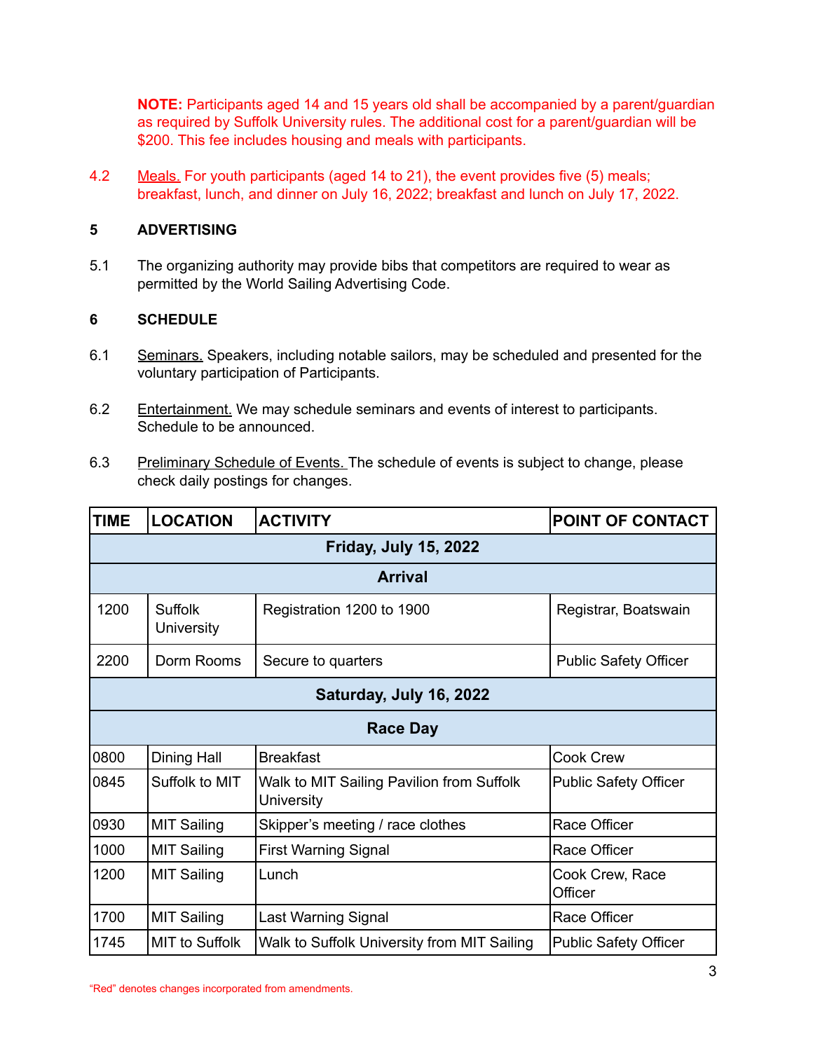**NOTE:** Participants aged 14 and 15 years old shall be accompanied by a parent/guardian as required by Suffolk University rules. The additional cost for a parent/guardian will be $200. This fee includes housing and meals with participants.

4.2 Meals. For youth participants (aged 14 to 21), the event provides five (5) meals; breakfast, lunch, and dinner on July 16, 2022; breakfast and lunch on July 17, 2022.

## 5 ADVERTISING

5.1 The organizing authority may provide bibs that competitors are required to wear as permitted by the World Sailing Advertising Code.

## 6 SCHEDULE

6.1 Seminars. Speakers, including notable sailors, may be scheduled and presented for the voluntary participation of Participants.

6.2 Entertainment. We may schedule seminars and events of interest to participants. Schedule to be announced.

6.3 Preliminary Schedule of Events. The schedule of events is subject to change, please check daily postings for changes.

| TIME | LOCATION | ACTIVITY | POINT OF CONTACT |
|---|---|---|---|
| **Friday, July 15, 2022** | | | |
| **Arrival** | | | |
| 1200 | Suffolk University | Registration 1200 to 1900 | Registrar, Boatswain |
| 2200 | Dorm Rooms | Secure to quarters | Public Safety Officer |
| **Saturday, July 16, 2022** | | | |
| **Race Day** | | | |
| 0800 | Dining Hall | Breakfast | Cook Crew |
| 0845 | Suffolk to MIT | Walk to MIT Sailing Pavilion from Suffolk University | Public Safety Officer |
| 0930 | MIT Sailing | Skipper's meeting / race clothes | Race Officer |
| 1000 | MIT Sailing | First Warning Signal | Race Officer |
| 1200 | MIT Sailing | Lunch | Cook Crew, Race Officer |
| 1700 | MIT Sailing | Last Warning Signal | Race Officer |
| 1745 | MIT to Suffolk | Walk to Suffolk University from MIT Sailing | Public Safety Officer |

"Red" denotes changes incorporated from amendments.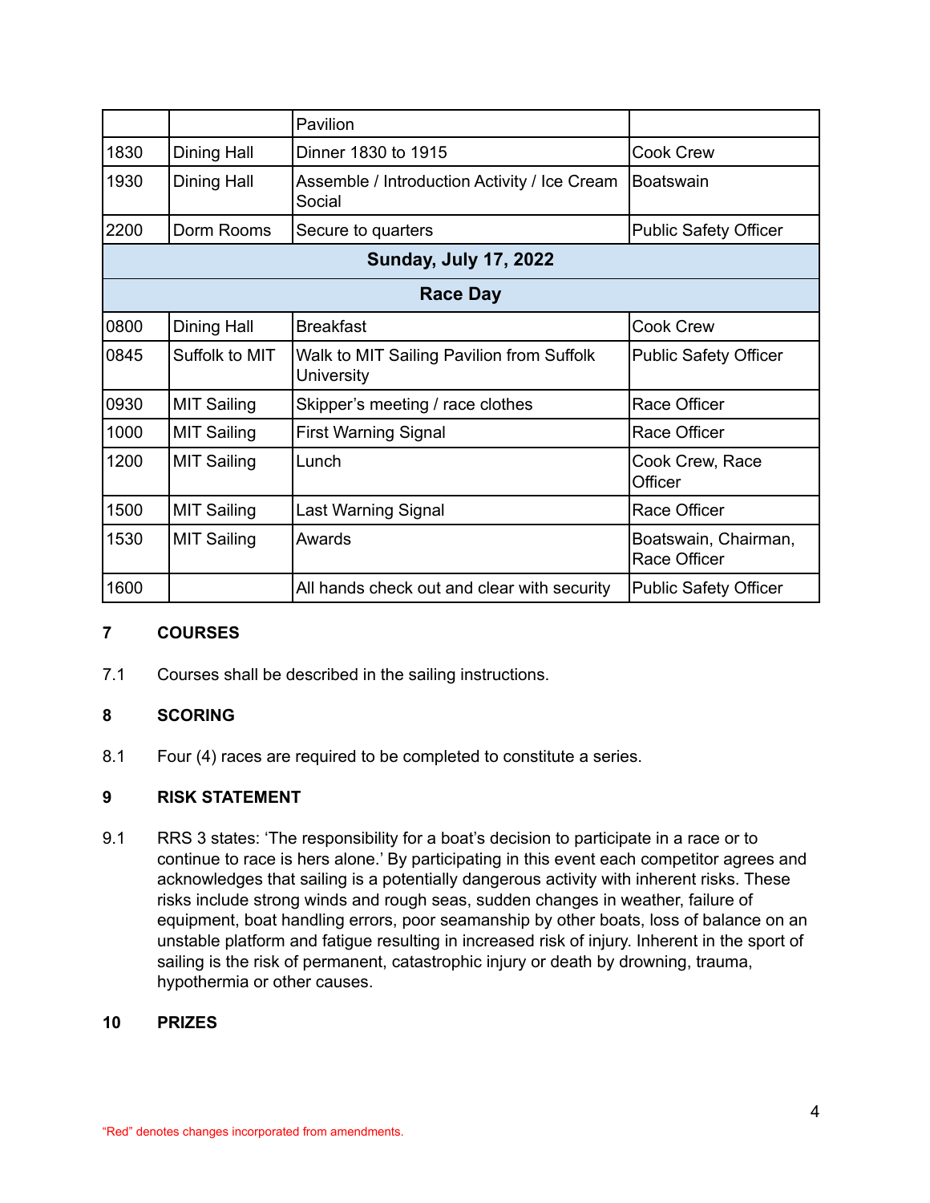| | | Pavilion | |
|---|---|---|---|
| 1830 | Dining Hall | Dinner 1830 to 1915 | Cook Crew |
| 1930 | Dining Hall | Assemble / Introduction Activity / Ice Cream Social | Boatswain |
| 2200 | Dorm Rooms | Secure to quarters | Public Safety Officer |
| **Sunday, July 17, 2022** | | | |
| **Race Day** | | | |
| 0800 | Dining Hall | Breakfast | Cook Crew |
| 0845 | Suffolk to MIT | Walk to MIT Sailing Pavilion from Suffolk University | Public Safety Officer |
| 0930 | MIT Sailing | Skipper's meeting / race clothes | Race Officer |
| 1000 | MIT Sailing | First Warning Signal | Race Officer |
| 1200 | MIT Sailing | Lunch | Cook Crew, Race Officer |
| 1500 | MIT Sailing | Last Warning Signal | Race Officer |
| 1530 | MIT Sailing | Awards | Boatswain, Chairman, Race Officer |
| 1600 | | All hands check out and clear with security | Public Safety Officer |

## 7 COURSES

7.1 Courses shall be described in the sailing instructions.

## 8 SCORING

8.1 Four (4) races are required to be completed to constitute a series.

## 9 RISK STATEMENT

9.1 RRS 3 states: 'The responsibility for a boat's decision to participate in a race or to continue to race is hers alone.' By participating in this event each competitor agrees and acknowledges that sailing is a potentially dangerous activity with inherent risks. These risks include strong winds and rough seas, sudden changes in weather, failure of equipment, boat handling errors, poor seamanship by other boats, loss of balance on an unstable platform and fatigue resulting in increased risk of injury. Inherent in the sport of sailing is the risk of permanent, catastrophic injury or death by drowning, trauma, hypothermia or other causes.

## 10 PRIZES

"Red" denotes changes incorporated from amendments.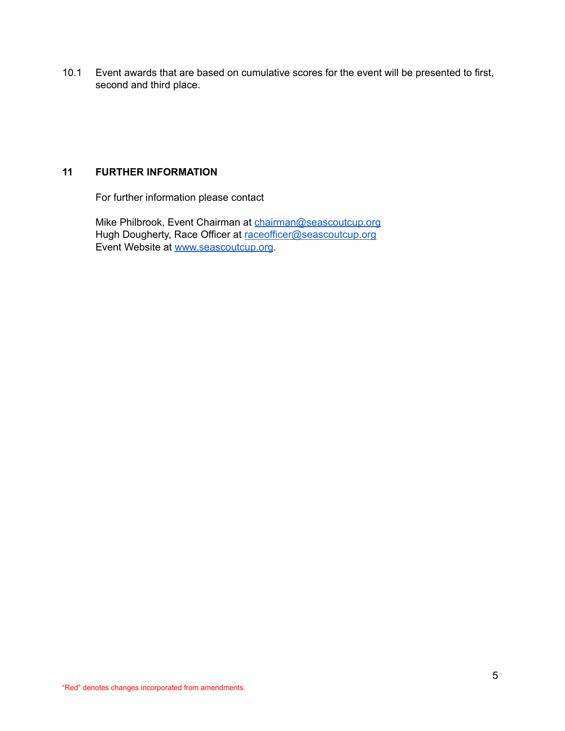10.1 Event awards that are based on cumulative scores for the event will be presented to first, second and third place.

## 11 FURTHER INFORMATION

For further information please contact

Mike Philbrook, Event Chairman at chairman@seascoutcup.org
Hugh Dougherty, Race Officer at raceofficer@seascoutcup.org
Event Website at www.seascoutcup.org.

"Red" denotes changes incorporated from amendments.